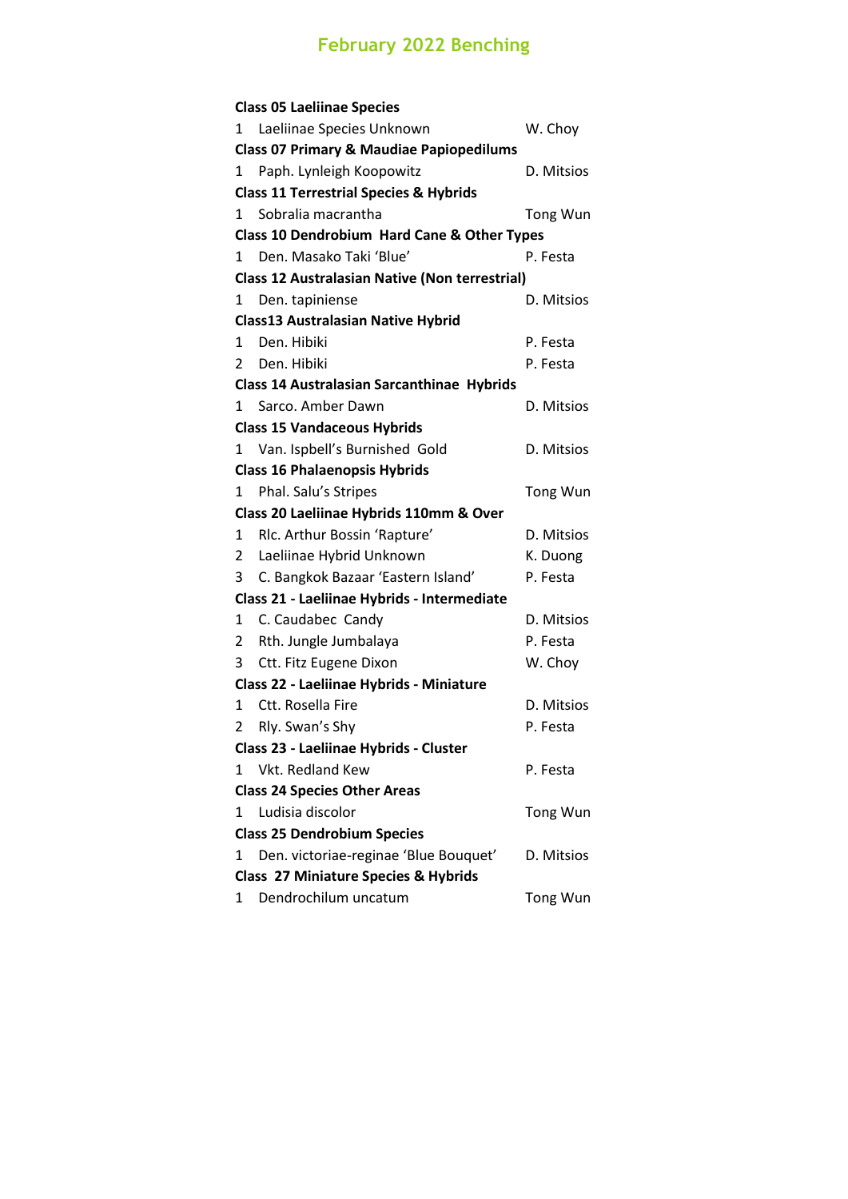# February 2022 Benching

**Class 05 Laeliinae Species**

| | | |
|---|---|---|
| 1 | Laeliinae Species Unknown | W. Choy |

**Class 07 Primary & Maudiae Papiopedilums**

| | | |
|---|---|---|
| 1 | Paph. Lynleigh Koopowitz | D. Mitsios |

**Class 11 Terrestrial Species & Hybrids**

| | | |
|---|---|---|
| 1 | Sobralia macrantha | Tong Wun |

**Class 10 Dendrobium Hard Cane & Other Types**

| | | |
|---|---|---|
| 1 | Den. Masako Taki 'Blue' | P. Festa |

**Class 12 Australasian Native (Non terrestrial)**

| | | |
|---|---|---|
| 1 | Den. tapiniense | D. Mitsios |

**Class13 Australasian Native Hybrid**

| | | |
|---|---|---|
| 1 | Den. Hibiki | P. Festa |
| 2 | Den. Hibiki | P. Festa |

**Class 14 Australasian Sarcanthinae Hybrids**

| | | |
|---|---|---|
| 1 | Sarco. Amber Dawn | D. Mitsios |

**Class 15 Vandaceous Hybrids**

| | | |
|---|---|---|
| 1 | Van. Ispbell's Burnished Gold | D. Mitsios |

**Class 16 Phalaenopsis Hybrids**

| | | |
|---|---|---|
| 1 | Phal. Salu's Stripes | Tong Wun |

**Class 20 Laeliinae Hybrids 110mm & Over**

| | | |
|---|---|---|
| 1 | Rlc. Arthur Bossin 'Rapture' | D. Mitsios |
| 2 | Laeliinae Hybrid Unknown | K. Duong |
| 3 | C. Bangkok Bazaar 'Eastern Island' | P. Festa |

**Class 21 - Laeliinae Hybrids - Intermediate**

| | | |
|---|---|---|
| 1 | C. Caudabec Candy | D. Mitsios |
| 2 | Rth. Jungle Jumbalaya | P. Festa |
| 3 | Ctt. Fitz Eugene Dixon | W. Choy |

**Class 22 - Laeliinae Hybrids - Miniature**

| | | |
|---|---|---|
| 1 | Ctt. Rosella Fire | D. Mitsios |
| 2 | Rly. Swan's Shy | P. Festa |

**Class 23 - Laeliinae Hybrids - Cluster**

| | | |
|---|---|---|
| 1 | Vkt. Redland Kew | P. Festa |

**Class 24 Species Other Areas**

| | | |
|---|---|---|
| 1 | Ludisia discolor | Tong Wun |

**Class 25 Dendrobium Species**

| | | |
|---|---|---|
| 1 | Den. victoriae-reginae 'Blue Bouquet' | D. Mitsios |

**Class 27 Miniature Species & Hybrids**

| | | |
|---|---|---|
| 1 | Dendrochilum uncatum | Tong Wun |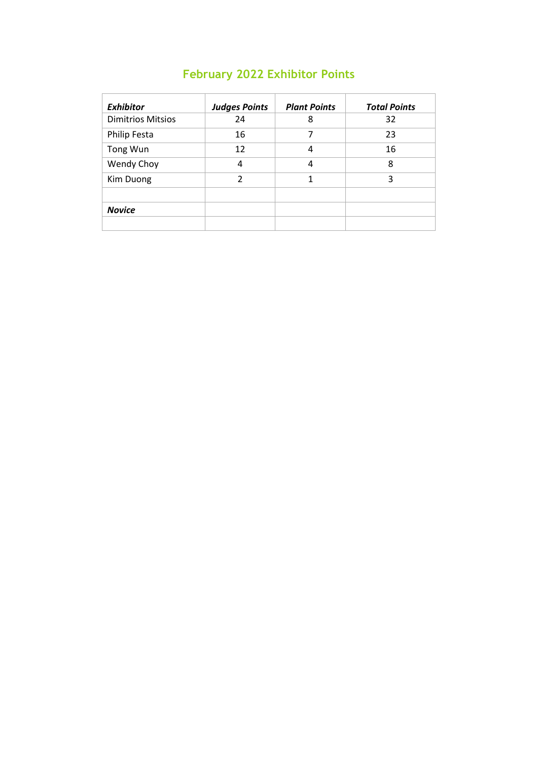## February 2022 Exhibitor Points

| ***Exhibitor*** | ***Judges Points*** | ***Plant Points*** | ***Total Points*** |
|---|---|---|---|
| Dimitrios Mitsios | 24 | 8 | 32 |
| Philip Festa | 16 | 7 | 23 |
| Tong Wun | 12 | 4 | 16 |
| Wendy Choy | 4 | 4 | 8 |
| Kim Duong | 2 | 1 | 3 |
| | | | |
| ***Novice*** | | | |
| | | | |